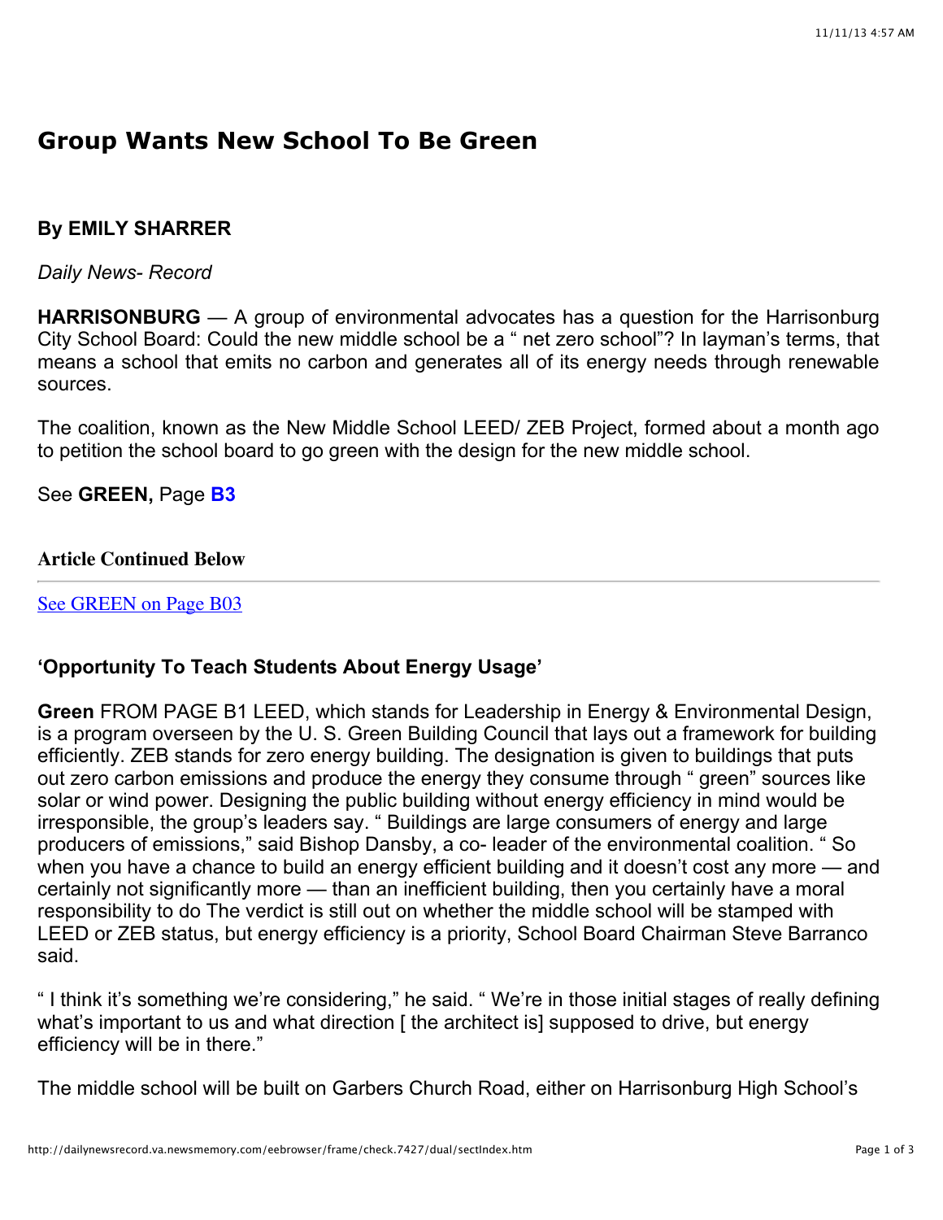# Group Wants New School To Be Green

### By EMILY SHARRER

*Daily News- Record*

**HARRISONBURG** — A group of environmental advocates has a question for the Harrisonburg City School Board: Could the new middle school be a " net zero school"? In layman's terms, that means a school that emits no carbon and generates all of its energy needs through renewable sources.

The coalition, known as the New Middle School LEED/ ZEB Project, formed about a month ago to petition the school board to go green with the design for the new middle school.

See **GREEN,** Page **B3**

**Article Continued Below**

---

See GREEN on Page B03

### 'Opportunity To Teach Students About Energy Usage'

**Green** FROM PAGE B1 LEED, which stands for Leadership in Energy & Environmental Design, is a program overseen by the U. S. Green Building Council that lays out a framework for building efficiently. ZEB stands for zero energy building. The designation is given to buildings that puts out zero carbon emissions and produce the energy they consume through " green" sources like solar or wind power. Designing the public building without energy efficiency in mind would be irresponsible, the group's leaders say. " Buildings are large consumers of energy and large producers of emissions," said Bishop Dansby, a co- leader of the environmental coalition. " So when you have a chance to build an energy efficient building and it doesn't cost any more — and certainly not significantly more — than an inefficient building, then you certainly have a moral responsibility to do The verdict is still out on whether the middle school will be stamped with LEED or ZEB status, but energy efficiency is a priority, School Board Chairman Steve Barranco said.

" I think it's something we're considering," he said. " We're in those initial stages of really defining what's important to us and what direction [ the architect is] supposed to drive, but energy efficiency will be in there."

The middle school will be built on Garbers Church Road, either on Harrisonburg High School's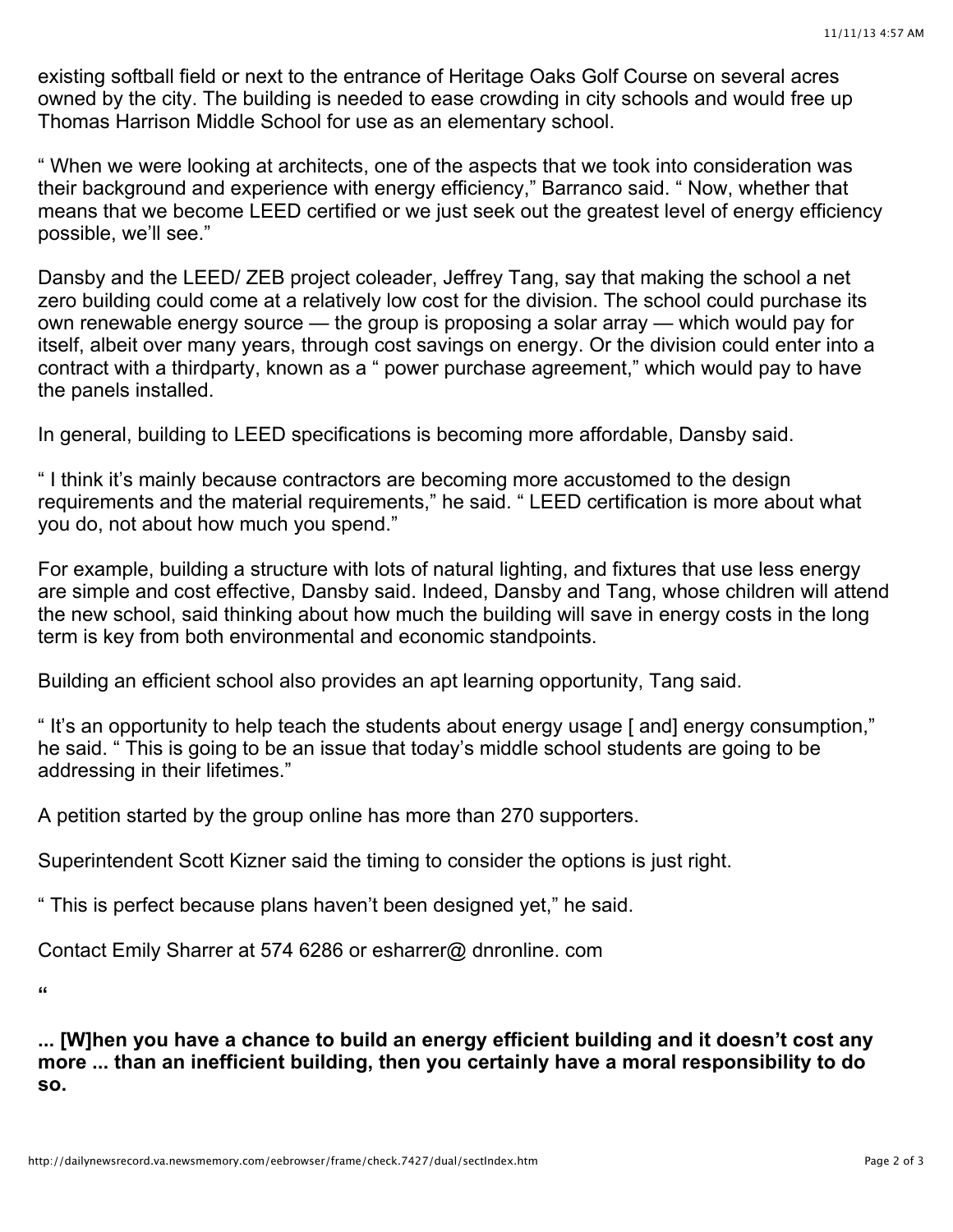existing softball field or next to the entrance of Heritage Oaks Golf Course on several acres owned by the city. The building is needed to ease crowding in city schools and would free up Thomas Harrison Middle School for use as an elementary school.

" When we were looking at architects, one of the aspects that we took into consideration was their background and experience with energy efficiency," Barranco said. " Now, whether that means that we become LEED certified or we just seek out the greatest level of energy efficiency possible, we'll see."

Dansby and the LEED/ ZEB project coleader, Jeffrey Tang, say that making the school a net zero building could come at a relatively low cost for the division. The school could purchase its own renewable energy source — the group is proposing a solar array — which would pay for itself, albeit over many years, through cost savings on energy. Or the division could enter into a contract with a thirdparty, known as a " power purchase agreement," which would pay to have the panels installed.

In general, building to LEED specifications is becoming more affordable, Dansby said.

" I think it's mainly because contractors are becoming more accustomed to the design requirements and the material requirements," he said. " LEED certification is more about what you do, not about how much you spend."

For example, building a structure with lots of natural lighting, and fixtures that use less energy are simple and cost effective, Dansby said. Indeed, Dansby and Tang, whose children will attend the new school, said thinking about how much the building will save in energy costs in the long term is key from both environmental and economic standpoints.

Building an efficient school also provides an apt learning opportunity, Tang said.

" It's an opportunity to help teach the students about energy usage [ and] energy consumption," he said. " This is going to be an issue that today's middle school students are going to be addressing in their lifetimes."

A petition started by the group online has more than 270 supporters.

Superintendent Scott Kizner said the timing to consider the options is just right.

" This is perfect because plans haven't been designed yet," he said.

Contact Emily Sharrer at 574 6286 or esharrer@ dnronline. com

"

**... [W]hen you have a chance to build an energy efficient building and it doesn't cost any more ... than an inefficient building, then you certainly have a moral responsibility to do so.**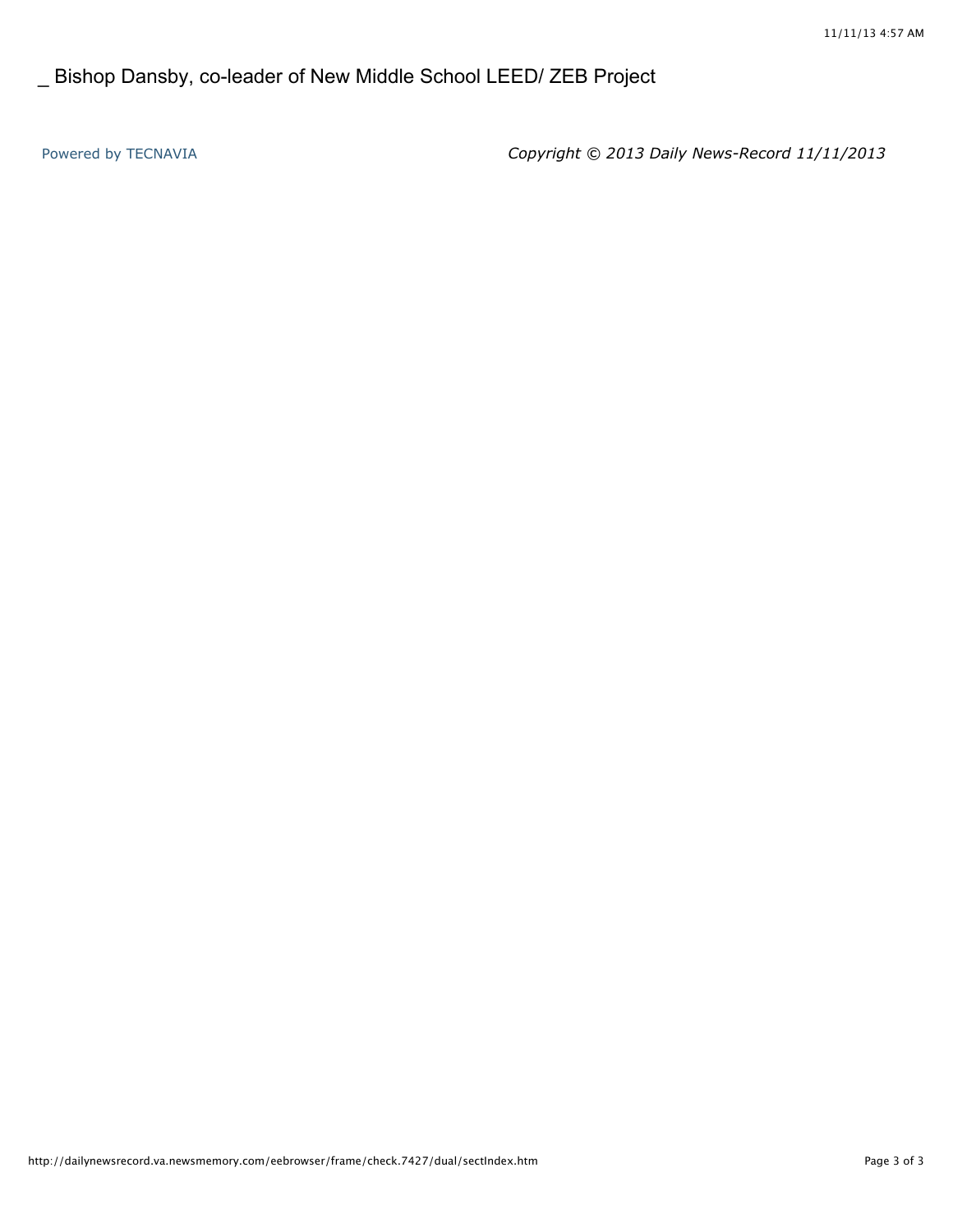_ Bishop Dansby, co-leader of New Middle School LEED/ ZEB Project

Powered by TECNAVIA

*Copyright © 2013 Daily News-Record 11/11/2013*